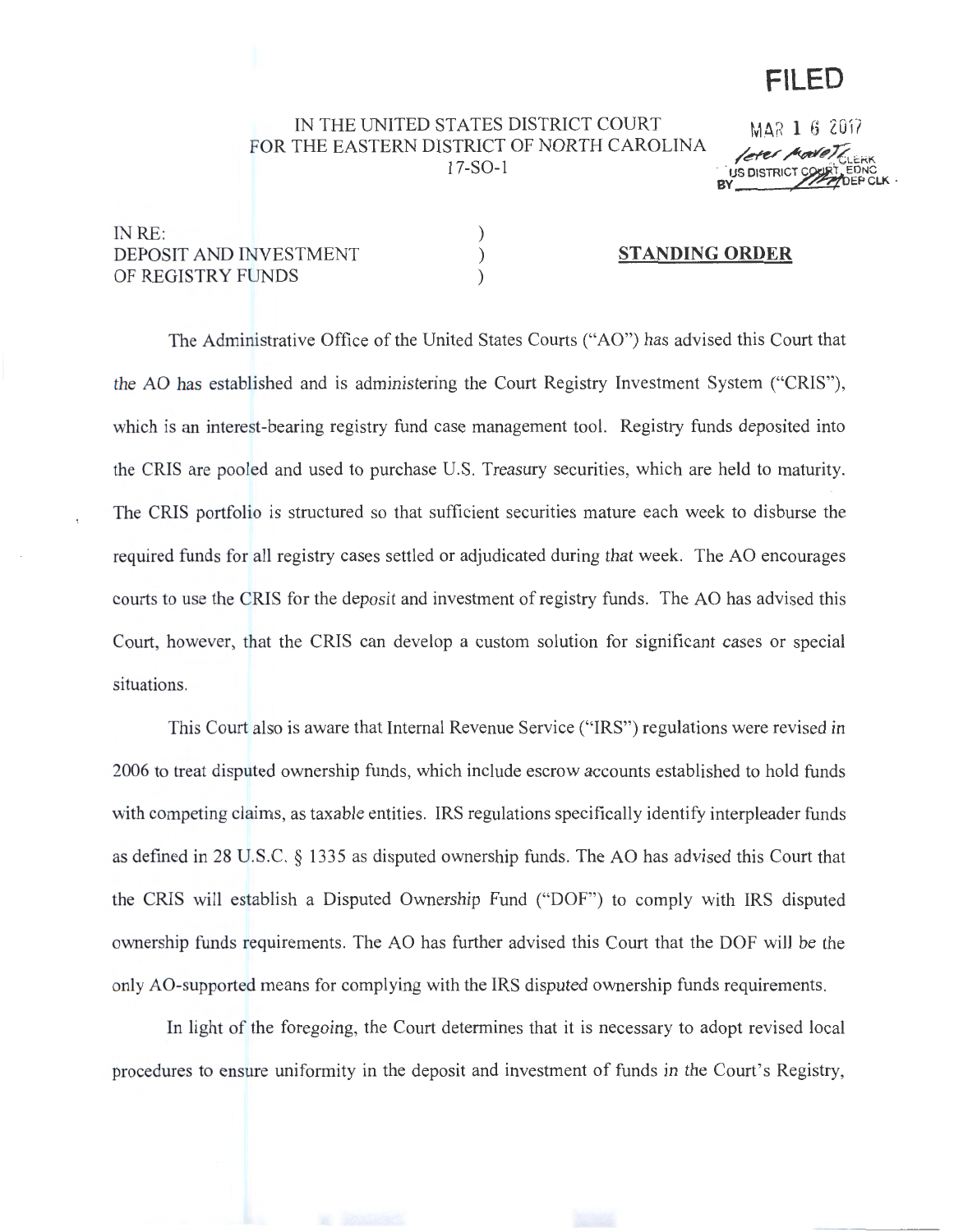**FILED**

MAR 1 6 2017

Peter Moore, CLERK
US DISTRICT COURT, EDNC
BY ________ DEP CLK

IN THE UNITED STATES DISTRICT COURT
FOR THE EASTERN DISTRICT OF NORTH CAROLINA
17-SO-1

IN RE:
DEPOSIT AND INVESTMENT
OF REGISTRY FUNDS

**STANDING ORDER**

The Administrative Office of the United States Courts ("AO") has advised this Court that the AO has established and is administering the Court Registry Investment System ("CRIS"), which is an interest-bearing registry fund case management tool. Registry funds deposited into the CRIS are pooled and used to purchase U.S. Treasury securities, which are held to maturity. The CRIS portfolio is structured so that sufficient securities mature each week to disburse the required funds for all registry cases settled or adjudicated during that week. The AO encourages courts to use the CRIS for the deposit and investment of registry funds. The AO has advised this Court, however, that the CRIS can develop a custom solution for significant cases or special situations.

This Court also is aware that Internal Revenue Service ("IRS") regulations were revised in 2006 to treat disputed ownership funds, which include escrow accounts established to hold funds with competing claims, as taxable entities. IRS regulations specifically identify interpleader funds as defined in 28 U.S.C. § 1335 as disputed ownership funds. The AO has advised this Court that the CRIS will establish a Disputed Ownership Fund ("DOF") to comply with IRS disputed ownership funds requirements. The AO has further advised this Court that the DOF will be the only AO-supported means for complying with the IRS disputed ownership funds requirements.

In light of the foregoing, the Court determines that it is necessary to adopt revised local procedures to ensure uniformity in the deposit and investment of funds in the Court's Registry,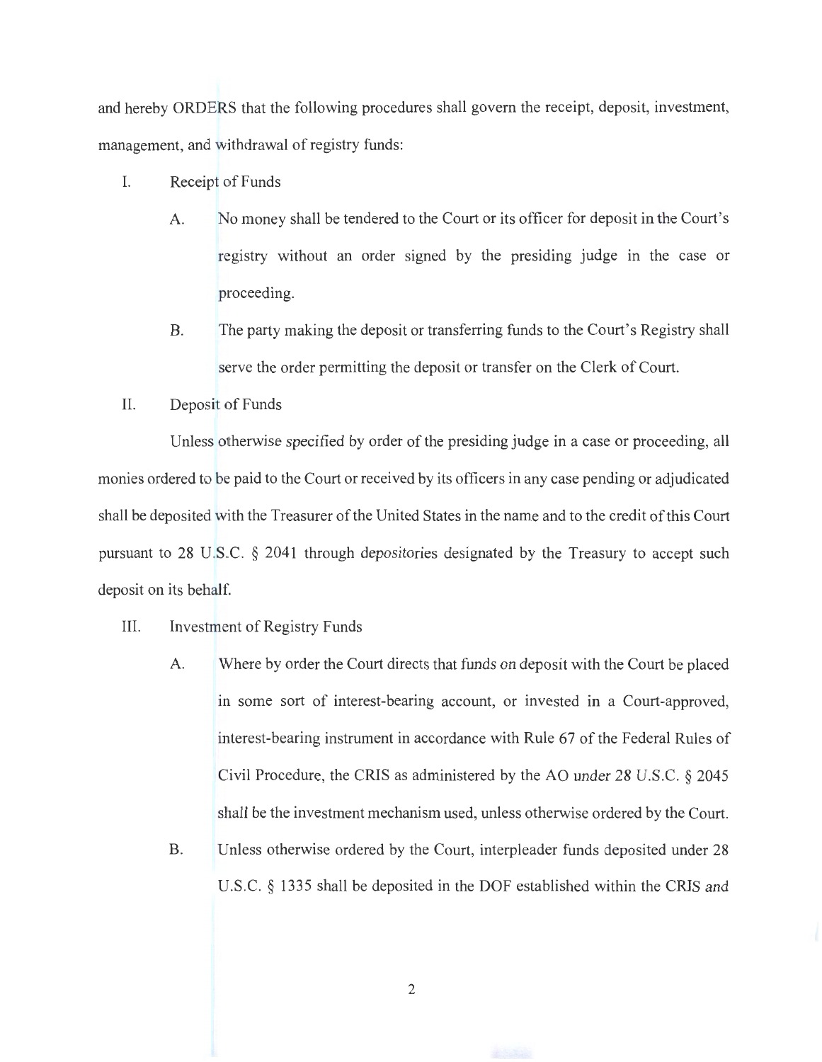and hereby ORDERS that the following procedures shall govern the receipt, deposit, investment, management, and withdrawal of registry funds:

I. Receipt of Funds

   A. No money shall be tendered to the Court or its officer for deposit in the Court's registry without an order signed by the presiding judge in the case or proceeding.

   B. The party making the deposit or transferring funds to the Court's Registry shall serve the order permitting the deposit or transfer on the Clerk of Court.

II. Deposit of Funds

Unless otherwise specified by order of the presiding judge in a case or proceeding, all monies ordered to be paid to the Court or received by its officers in any case pending or adjudicated shall be deposited with the Treasurer of the United States in the name and to the credit of this Court pursuant to 28 U.S.C. § 2041 through depositories designated by the Treasury to accept such deposit on its behalf.

III. Investment of Registry Funds

   A. Where by order the Court directs that funds on deposit with the Court be placed in some sort of interest-bearing account, or invested in a Court-approved, interest-bearing instrument in accordance with Rule 67 of the Federal Rules of Civil Procedure, the CRIS as administered by the AO under 28 U.S.C. § 2045 shall be the investment mechanism used, unless otherwise ordered by the Court.

   B. Unless otherwise ordered by the Court, interpleader funds deposited under 28 U.S.C. § 1335 shall be deposited in the DOF established within the CRIS and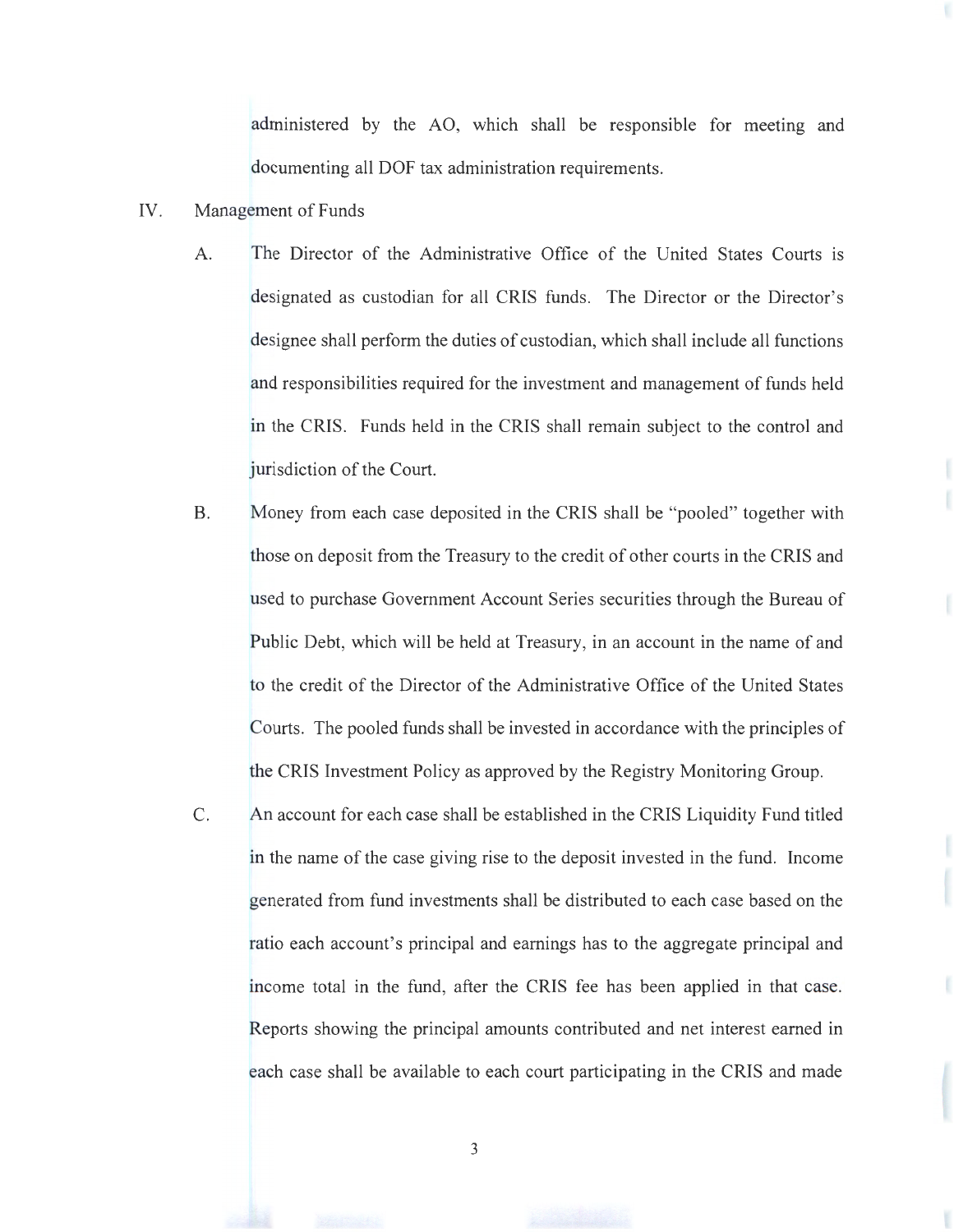administered by the AO, which shall be responsible for meeting and documenting all DOF tax administration requirements.

IV. Management of Funds

A. The Director of the Administrative Office of the United States Courts is designated as custodian for all CRIS funds. The Director or the Director's designee shall perform the duties of custodian, which shall include all functions and responsibilities required for the investment and management of funds held in the CRIS. Funds held in the CRIS shall remain subject to the control and jurisdiction of the Court.

B. Money from each case deposited in the CRIS shall be "pooled" together with those on deposit from the Treasury to the credit of other courts in the CRIS and used to purchase Government Account Series securities through the Bureau of Public Debt, which will be held at Treasury, in an account in the name of and to the credit of the Director of the Administrative Office of the United States Courts. The pooled funds shall be invested in accordance with the principles of the CRIS Investment Policy as approved by the Registry Monitoring Group.

C. An account for each case shall be established in the CRIS Liquidity Fund titled in the name of the case giving rise to the deposit invested in the fund. Income generated from fund investments shall be distributed to each case based on the ratio each account's principal and earnings has to the aggregate principal and income total in the fund, after the CRIS fee has been applied in that case. Reports showing the principal amounts contributed and net interest earned in each case shall be available to each court participating in the CRIS and made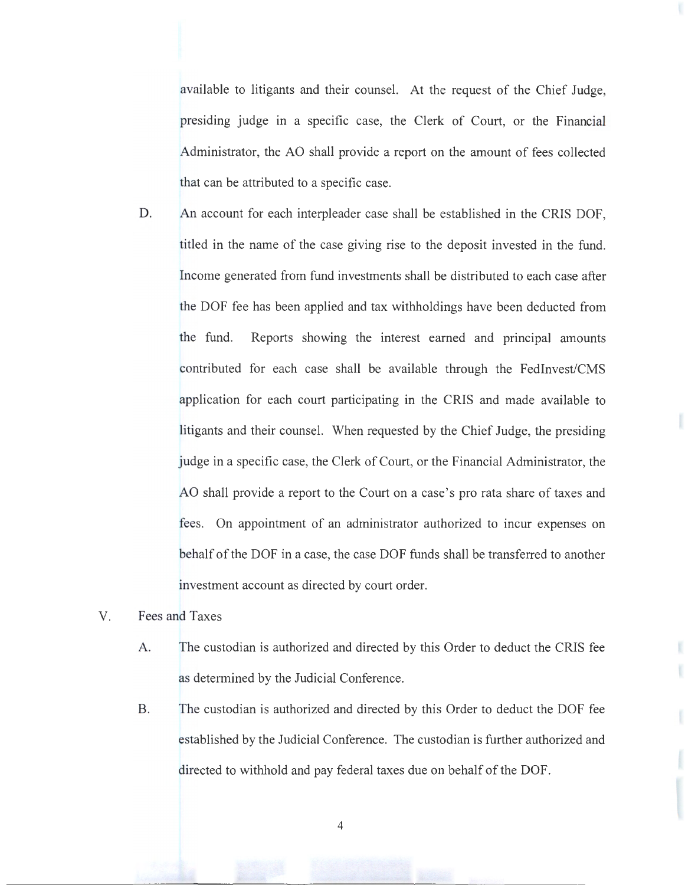available to litigants and their counsel. At the request of the Chief Judge, presiding judge in a specific case, the Clerk of Court, or the Financial Administrator, the AO shall provide a report on the amount of fees collected that can be attributed to a specific case.

D. An account for each interpleader case shall be established in the CRIS DOF, titled in the name of the case giving rise to the deposit invested in the fund. Income generated from fund investments shall be distributed to each case after the DOF fee has been applied and tax withholdings have been deducted from the fund. Reports showing the interest earned and principal amounts contributed for each case shall be available through the FedInvest/CMS application for each court participating in the CRIS and made available to litigants and their counsel. When requested by the Chief Judge, the presiding judge in a specific case, the Clerk of Court, or the Financial Administrator, the AO shall provide a report to the Court on a case's pro rata share of taxes and fees. On appointment of an administrator authorized to incur expenses on behalf of the DOF in a case, the case DOF funds shall be transferred to another investment account as directed by court order.

V. Fees and Taxes

A. The custodian is authorized and directed by this Order to deduct the CRIS fee as determined by the Judicial Conference.

B. The custodian is authorized and directed by this Order to deduct the DOF fee established by the Judicial Conference. The custodian is further authorized and directed to withhold and pay federal taxes due on behalf of the DOF.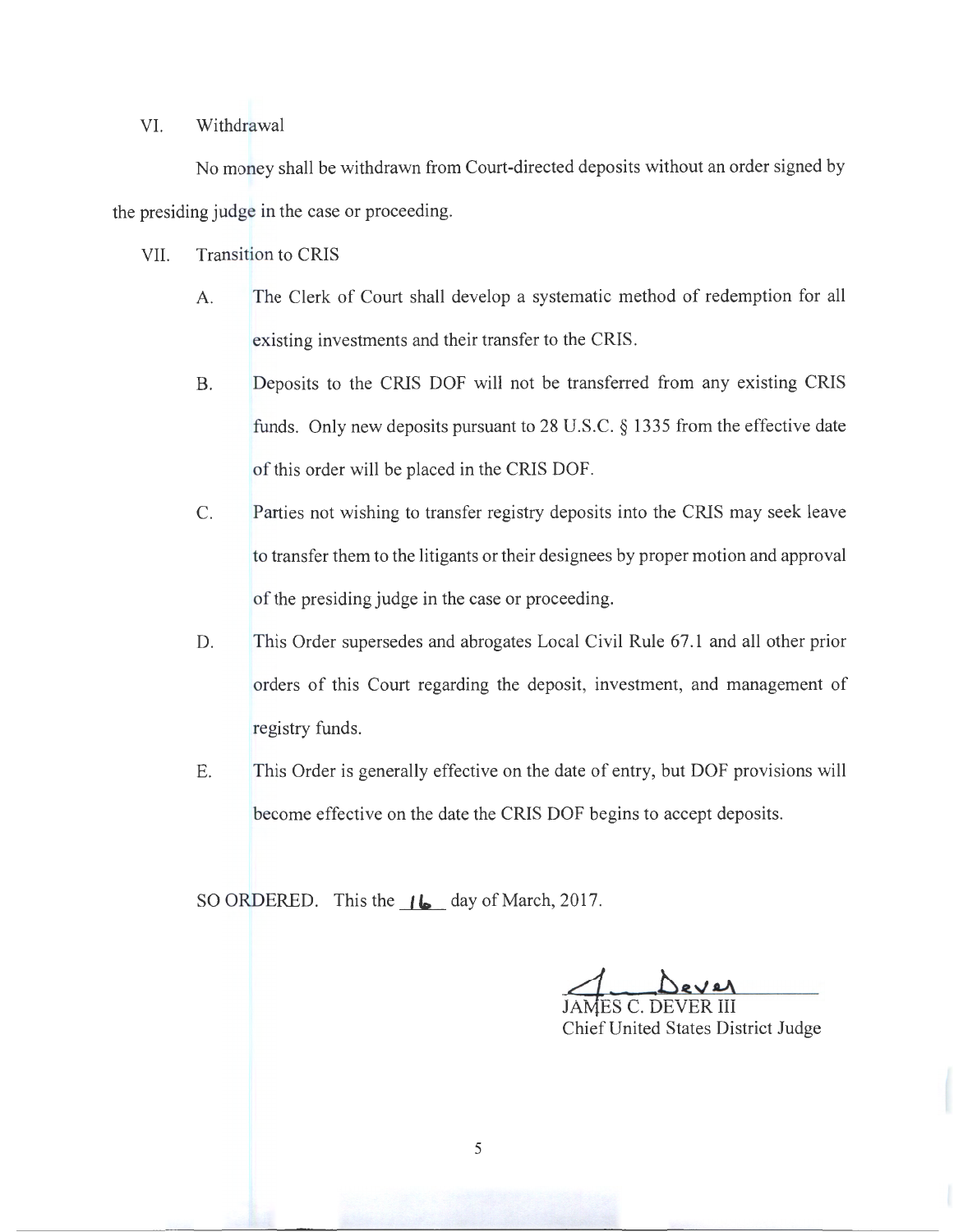VI. Withdrawal

No money shall be withdrawn from Court-directed deposits without an order signed by the presiding judge in the case or proceeding.

VII. Transition to CRIS

A. The Clerk of Court shall develop a systematic method of redemption for all existing investments and their transfer to the CRIS.

B. Deposits to the CRIS DOF will not be transferred from any existing CRIS funds. Only new deposits pursuant to 28 U.S.C. § 1335 from the effective date of this order will be placed in the CRIS DOF.

C. Parties not wishing to transfer registry deposits into the CRIS may seek leave to transfer them to the litigants or their designees by proper motion and approval of the presiding judge in the case or proceeding.

D. This Order supersedes and abrogates Local Civil Rule 67.1 and all other prior orders of this Court regarding the deposit, investment, and management of registry funds.

E. This Order is generally effective on the date of entry, but DOF provisions will become effective on the date the CRIS DOF begins to accept deposits.

SO ORDERED. This the 16 day of March, 2017.

JAMES C. DEVER III
Chief United States District Judge